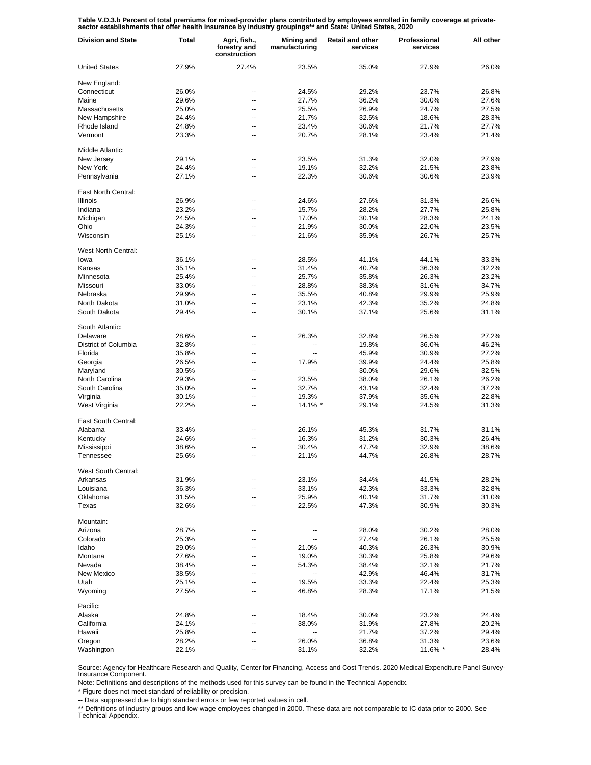**Table V.D.3.b Percent of total premiums for mixed-provider plans contributed by employees enrolled in family coverage at private-sector establishments that offer health insurance by industry groupings** and State: United States, 2020**

| Division and State | Total | Agri, fish., forestry and construction | Mining and manufacturing | Retail and other services | Professional services | All other |
|---|---|---|---|---|---|---|
| United States | 27.9% | 27.4% | 23.5% | 35.0% | 27.9% | 26.0% |
| New England: | | | | | | |
| Connecticut | 26.0% | -- | 24.5% | 29.2% | 23.7% | 26.8% |
| Maine | 29.6% | -- | 27.7% | 36.2% | 30.0% | 27.6% |
| Massachusetts | 25.0% | -- | 25.5% | 26.9% | 24.7% | 27.5% |
| New Hampshire | 24.4% | -- | 21.7% | 32.5% | 18.6% | 28.3% |
| Rhode Island | 24.8% | -- | 23.4% | 30.6% | 21.7% | 27.7% |
| Vermont | 23.3% | -- | 20.7% | 28.1% | 23.4% | 21.4% |
| Middle Atlantic: | | | | | | |
| New Jersey | 29.1% | -- | 23.5% | 31.3% | 32.0% | 27.9% |
| New York | 24.4% | -- | 19.1% | 32.2% | 21.5% | 23.8% |
| Pennsylvania | 27.1% | -- | 22.3% | 30.6% | 30.6% | 23.9% |
| East North Central: | | | | | | |
| Illinois | 26.9% | -- | 24.6% | 27.6% | 31.3% | 26.6% |
| Indiana | 23.2% | -- | 15.7% | 28.2% | 27.7% | 25.8% |
| Michigan | 24.5% | -- | 17.0% | 30.1% | 28.3% | 24.1% |
| Ohio | 24.3% | -- | 21.9% | 30.0% | 22.0% | 23.5% |
| Wisconsin | 25.1% | -- | 21.6% | 35.9% | 26.7% | 25.7% |
| West North Central: | | | | | | |
| Iowa | 36.1% | -- | 28.5% | 41.1% | 44.1% | 33.3% |
| Kansas | 35.1% | -- | 31.4% | 40.7% | 36.3% | 32.2% |
| Minnesota | 25.4% | -- | 25.7% | 35.8% | 26.3% | 23.2% |
| Missouri | 33.0% | -- | 28.8% | 38.3% | 31.6% | 34.7% |
| Nebraska | 29.9% | -- | 35.5% | 40.8% | 29.9% | 25.9% |
| North Dakota | 31.0% | -- | 23.1% | 42.3% | 35.2% | 24.8% |
| South Dakota | 29.4% | -- | 30.1% | 37.1% | 25.6% | 31.1% |
| South Atlantic: | | | | | | |
| Delaware | 28.6% | -- | 26.3% | 32.8% | 26.5% | 27.2% |
| District of Columbia | 32.8% | -- | -- | 19.8% | 36.0% | 46.2% |
| Florida | 35.8% | -- | -- | 45.9% | 30.9% | 27.2% |
| Georgia | 26.5% | -- | 17.9% | 39.9% | 24.4% | 25.8% |
| Maryland | 30.5% | -- | -- | 30.0% | 29.6% | 32.5% |
| North Carolina | 29.3% | -- | 23.5% | 38.0% | 26.1% | 26.2% |
| South Carolina | 35.0% | -- | 32.7% | 43.1% | 32.4% | 37.2% |
| Virginia | 30.1% | -- | 19.3% | 37.9% | 35.6% | 22.8% |
| West Virginia | 22.2% | -- | 14.1% * | 29.1% | 24.5% | 31.3% |
| East South Central: | | | | | | |
| Alabama | 33.4% | -- | 26.1% | 45.3% | 31.7% | 31.1% |
| Kentucky | 24.6% | -- | 16.3% | 31.2% | 30.3% | 26.4% |
| Mississippi | 38.6% | -- | 30.4% | 47.7% | 32.9% | 38.6% |
| Tennessee | 25.6% | -- | 21.1% | 44.7% | 26.8% | 28.7% |
| West South Central: | | | | | | |
| Arkansas | 31.9% | -- | 23.1% | 34.4% | 41.5% | 28.2% |
| Louisiana | 36.3% | -- | 33.1% | 42.3% | 33.3% | 32.8% |
| Oklahoma | 31.5% | -- | 25.9% | 40.1% | 31.7% | 31.0% |
| Texas | 32.6% | -- | 22.5% | 47.3% | 30.9% | 30.3% |
| Mountain: | | | | | | |
| Arizona | 28.7% | -- | -- | 28.0% | 30.2% | 28.0% |
| Colorado | 25.3% | -- | -- | 27.4% | 26.1% | 25.5% |
| Idaho | 29.0% | -- | 21.0% | 40.3% | 26.3% | 30.9% |
| Montana | 27.6% | -- | 19.0% | 30.3% | 25.8% | 29.6% |
| Nevada | 38.4% | -- | 54.3% | 38.4% | 32.1% | 21.7% |
| New Mexico | 38.5% | -- | -- | 42.9% | 46.4% | 31.7% |
| Utah | 25.1% | -- | 19.5% | 33.3% | 22.4% | 25.3% |
| Wyoming | 27.5% | -- | 46.8% | 28.3% | 17.1% | 21.5% |
| Pacific: | | | | | | |
| Alaska | 24.8% | -- | 18.4% | 30.0% | 23.2% | 24.4% |
| California | 24.1% | -- | 38.0% | 31.9% | 27.8% | 20.2% |
| Hawaii | 25.8% | -- | -- | 21.7% | 37.2% | 29.4% |
| Oregon | 28.2% | -- | 26.0% | 36.8% | 31.3% | 23.6% |
| Washington | 22.1% | -- | 31.1% | 32.2% | 11.6% * | 28.4% |

Source: Agency for Healthcare Research and Quality, Center for Financing, Access and Cost Trends. 2020 Medical Expenditure Panel Survey-Insurance Component.

Note: Definitions and descriptions of the methods used for this survey can be found in the Technical Appendix.

* Figure does not meet standard of reliability or precision.

-- Data suppressed due to high standard errors or few reported values in cell.

** Definitions of industry groups and low-wage employees changed in 2000. These data are not comparable to IC data prior to 2000. See Technical Appendix.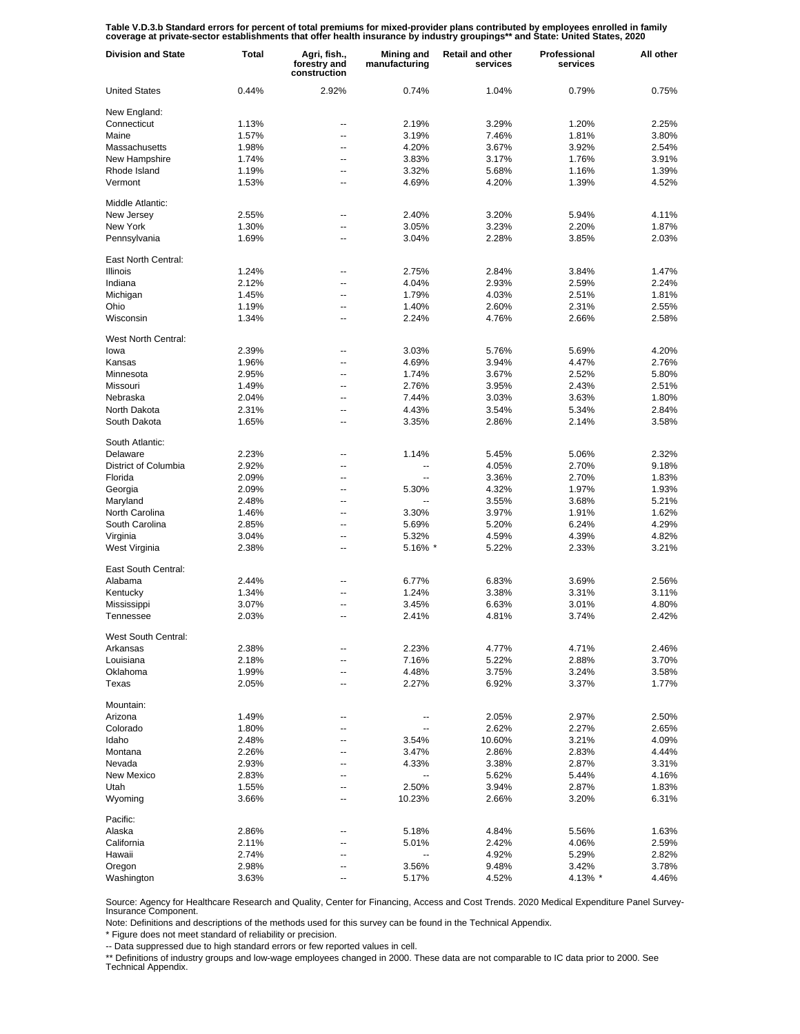**Table V.D.3.b Standard errors for percent of total premiums for mixed-provider plans contributed by employees enrolled in family coverage at private-sector establishments that offer health insurance by industry groupings** and State: United States, 2020**

| Division and State | Total | Agri, fish., forestry and construction | Mining and manufacturing | Retail and other services | Professional services | All other |
|---|---|---|---|---|---|---|
| United States | 0.44% | 2.92% | 0.74% | 1.04% | 0.79% | 0.75% |
| New England: | | | | | | |
| Connecticut | 1.13% | -- | 2.19% | 3.29% | 1.20% | 2.25% |
| Maine | 1.57% | -- | 3.19% | 7.46% | 1.81% | 3.80% |
| Massachusetts | 1.98% | -- | 4.20% | 3.67% | 3.92% | 2.54% |
| New Hampshire | 1.74% | -- | 3.83% | 3.17% | 1.76% | 3.91% |
| Rhode Island | 1.19% | -- | 3.32% | 5.68% | 1.16% | 1.39% |
| Vermont | 1.53% | -- | 4.69% | 4.20% | 1.39% | 4.52% |
| Middle Atlantic: | | | | | | |
| New Jersey | 2.55% | -- | 2.40% | 3.20% | 5.94% | 4.11% |
| New York | 1.30% | -- | 3.05% | 3.23% | 2.20% | 1.87% |
| Pennsylvania | 1.69% | -- | 3.04% | 2.28% | 3.85% | 2.03% |
| East North Central: | | | | | | |
| Illinois | 1.24% | -- | 2.75% | 2.84% | 3.84% | 1.47% |
| Indiana | 2.12% | -- | 4.04% | 2.93% | 2.59% | 2.24% |
| Michigan | 1.45% | -- | 1.79% | 4.03% | 2.51% | 1.81% |
| Ohio | 1.19% | -- | 1.40% | 2.60% | 2.31% | 2.55% |
| Wisconsin | 1.34% | -- | 2.24% | 4.76% | 2.66% | 2.58% |
| West North Central: | | | | | | |
| Iowa | 2.39% | -- | 3.03% | 5.76% | 5.69% | 4.20% |
| Kansas | 1.96% | -- | 4.69% | 3.94% | 4.47% | 2.76% |
| Minnesota | 2.95% | -- | 1.74% | 3.67% | 2.52% | 5.80% |
| Missouri | 1.49% | -- | 2.76% | 3.95% | 2.43% | 2.51% |
| Nebraska | 2.04% | -- | 7.44% | 3.03% | 3.63% | 1.80% |
| North Dakota | 2.31% | -- | 4.43% | 3.54% | 5.34% | 2.84% |
| South Dakota | 1.65% | -- | 3.35% | 2.86% | 2.14% | 3.58% |
| South Atlantic: | | | | | | |
| Delaware | 2.23% | -- | 1.14% | 5.45% | 5.06% | 2.32% |
| District of Columbia | 2.92% | -- | -- | 4.05% | 2.70% | 9.18% |
| Florida | 2.09% | -- | -- | 3.36% | 2.70% | 1.83% |
| Georgia | 2.09% | -- | 5.30% | 4.32% | 1.97% | 1.93% |
| Maryland | 2.48% | -- | -- | 3.55% | 3.68% | 5.21% |
| North Carolina | 1.46% | -- | 3.30% | 3.97% | 1.91% | 1.62% |
| South Carolina | 2.85% | -- | 5.69% | 5.20% | 6.24% | 4.29% |
| Virginia | 3.04% | -- | 5.32% | 4.59% | 4.39% | 4.82% |
| West Virginia | 2.38% | -- | 5.16% * | 5.22% | 2.33% | 3.21% |
| East South Central: | | | | | | |
| Alabama | 2.44% | -- | 6.77% | 6.83% | 3.69% | 2.56% |
| Kentucky | 1.34% | -- | 1.24% | 3.38% | 3.31% | 3.11% |
| Mississippi | 3.07% | -- | 3.45% | 6.63% | 3.01% | 4.80% |
| Tennessee | 2.03% | -- | 2.41% | 4.81% | 3.74% | 2.42% |
| West South Central: | | | | | | |
| Arkansas | 2.38% | -- | 2.23% | 4.77% | 4.71% | 2.46% |
| Louisiana | 2.18% | -- | 7.16% | 5.22% | 2.88% | 3.70% |
| Oklahoma | 1.99% | -- | 4.48% | 3.75% | 3.24% | 3.58% |
| Texas | 2.05% | -- | 2.27% | 6.92% | 3.37% | 1.77% |
| Mountain: | | | | | | |
| Arizona | 1.49% | -- | -- | 2.05% | 2.97% | 2.50% |
| Colorado | 1.80% | -- | -- | 2.62% | 2.27% | 2.65% |
| Idaho | 2.48% | -- | 3.54% | 10.60% | 3.21% | 4.09% |
| Montana | 2.26% | -- | 3.47% | 2.86% | 2.83% | 4.44% |
| Nevada | 2.93% | -- | 4.33% | 3.38% | 2.87% | 3.31% |
| New Mexico | 2.83% | -- | -- | 5.62% | 5.44% | 4.16% |
| Utah | 1.55% | -- | 2.50% | 3.94% | 2.87% | 1.83% |
| Wyoming | 3.66% | -- | 10.23% | 2.66% | 3.20% | 6.31% |
| Pacific: | | | | | | |
| Alaska | 2.86% | -- | 5.18% | 4.84% | 5.56% | 1.63% |
| California | 2.11% | -- | 5.01% | 2.42% | 4.06% | 2.59% |
| Hawaii | 2.74% | -- | -- | 4.92% | 5.29% | 2.82% |
| Oregon | 2.98% | -- | 3.56% | 9.48% | 3.42% | 3.78% |
| Washington | 3.63% | -- | 5.17% | 4.52% | 4.13% * | 4.46% |

Source: Agency for Healthcare Research and Quality, Center for Financing, Access and Cost Trends. 2020 Medical Expenditure Panel Survey-Insurance Component.

Note: Definitions and descriptions of the methods used for this survey can be found in the Technical Appendix.

* Figure does not meet standard of reliability or precision.

-- Data suppressed due to high standard errors or few reported values in cell.

** Definitions of industry groups and low-wage employees changed in 2000. These data are not comparable to IC data prior to 2000. See Technical Appendix.